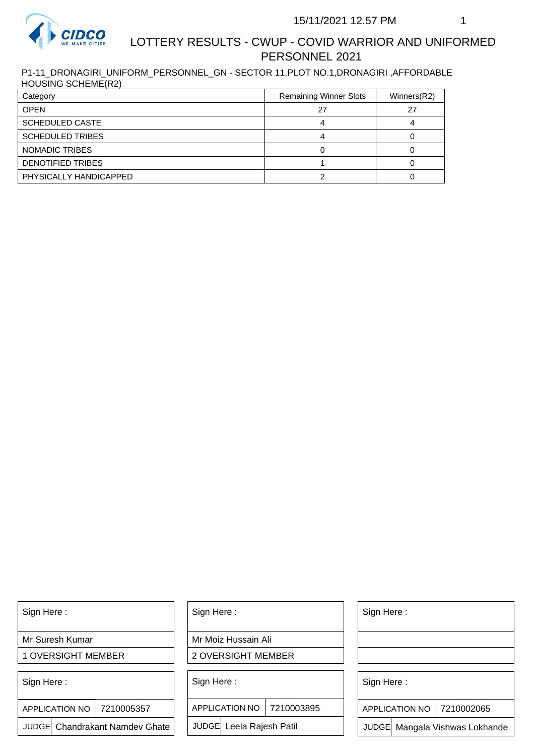# LOTTERY RESULTS - CWUP - COVID WARRIOR AND UNIFORMED PERSONNEL 2021

15/11/2021 12.57 PM

P1-11_DRONAGIRI_UNIFORM_PERSONNEL_GN - SECTOR 11,PLOT NO.1,DRONAGIRI ,AFFORDABLE HOUSING SCHEME(R2)

| Category | Remaining Winner Slots | Winners(R2) |
|---|---|---|
| OPEN | 27 | 27 |
| SCHEDULED CASTE | 4 | 4 |
| SCHEDULED TRIBES | 4 | 0 |
| NOMADIC TRIBES | 0 | 0 |
| DENOTIFIED TRIBES | 1 | 0 |
| PHYSICALLY HANDICAPPED | 2 | 0 |

| Sign Here : | Sign Here : | Sign Here : |
|---|---|---|
| Mr Suresh Kumar | Mr Moiz Hussain Ali | |
| 1 OVERSIGHT MEMBER | 2 OVERSIGHT MEMBER | |

| Sign Here : | | Sign Here : | | Sign Here : | |
|---|---|---|---|---|---|
| APPLICATION NO | 7210005357 | APPLICATION NO | 7210003895 | APPLICATION NO | 7210002065 |
| JUDGE | Chandrakant Namdev Ghate | JUDGE | Leela Rajesh Patil | JUDGE | Mangala Vishwas Lokhande |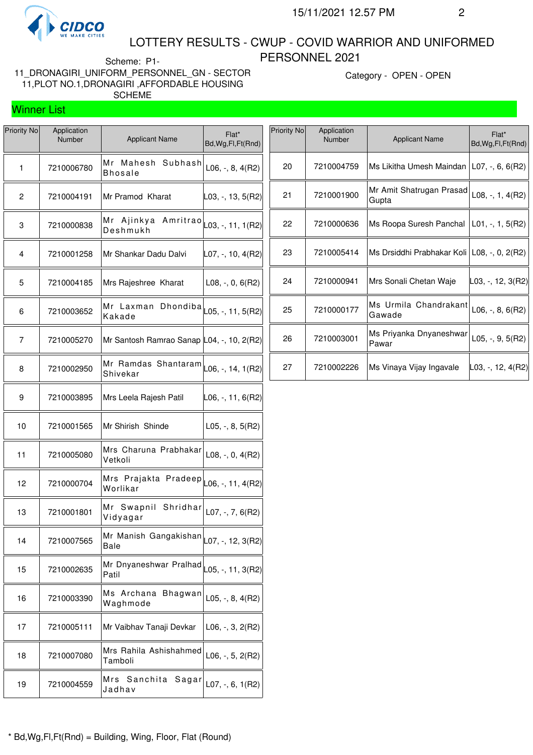LOTTERY RESULTS - CWUP - COVID WARRIOR AND UNIFORMED PERSONNEL 2021

Scheme: P1-11_DRONAGIRI_UNIFORM_PERSONNEL_GN - SECTOR 11,PLOT NO.1,DRONAGIRI ,AFFORDABLE HOUSING SCHEME

Category - OPEN - OPEN

## Winner List

| Priority No | Application Number | Applicant Name | Flat* Bd,Wg,Fl,Ft(Rnd) |
|---|---|---|---|
| 1 | 7210006780 | Mr Mahesh Subhash Bhosale | L06, -, 8, 4(R2) |
| 2 | 7210004191 | Mr Pramod Kharat | L03, -, 13, 5(R2) |
| 3 | 7210000838 | Mr Ajinkya Amritrao Deshmukh | L03, -, 11, 1(R2) |
| 4 | 7210001258 | Mr Shankar Dadu Dalvi | L07, -, 10, 4(R2) |
| 5 | 7210004185 | Mrs Rajeshree Kharat | L08, -, 0, 6(R2) |
| 6 | 7210003652 | Mr Laxman Dhondiba Kakade | L05, -, 11, 5(R2) |
| 7 | 7210005270 | Mr Santosh Ramrao Sanap | L04, -, 10, 2(R2) |
| 8 | 7210002950 | Mr Ramdas Shantaram Shivekar | L06, -, 14, 1(R2) |
| 9 | 7210003895 | Mrs Leela Rajesh Patil | L06, -, 11, 6(R2) |
| 10 | 7210001565 | Mr Shirish Shinde | L05, -, 8, 5(R2) |
| 11 | 7210005080 | Mrs Charuna Prabhakar Vetkoli | L08, -, 0, 4(R2) |
| 12 | 7210000704 | Mrs Prajakta Pradeep Worlikar | L06, -, 11, 4(R2) |
| 13 | 7210001801 | Mr Swapnil Shridhar Vidyagar | L07, -, 7, 6(R2) |
| 14 | 7210007565 | Mr Manish Gangakishan Bale | L07, -, 12, 3(R2) |
| 15 | 7210002635 | Mr Dnyaneshwar Pralhad Patil | L05, -, 11, 3(R2) |
| 16 | 7210003390 | Ms Archana Bhagwan Waghmode | L05, -, 8, 4(R2) |
| 17 | 7210005111 | Mr Vaibhav Tanaji Devkar | L06, -, 3, 2(R2) |
| 18 | 7210007080 | Mrs Rahila Ashishahmed Tamboli | L06, -, 5, 2(R2) |
| 19 | 7210004559 | Mrs Sanchita Sagar Jadhav | L07, -, 6, 1(R2) |
| 20 | 7210004759 | Ms Likitha Umesh Maindan | L07, -, 6, 6(R2) |
| 21 | 7210001900 | Mr Amit Shatrugan Prasad Gupta | L08, -, 1, 4(R2) |
| 22 | 7210000636 | Ms Roopa Suresh Panchal | L01, -, 1, 5(R2) |
| 23 | 7210005414 | Ms Drsiddhi Prabhakar Koli | L08, -, 0, 2(R2) |
| 24 | 7210000941 | Mrs Sonali Chetan Waje | L03, -, 12, 3(R2) |
| 25 | 7210000177 | Ms Urmila Chandrakant Gawade | L06, -, 8, 6(R2) |
| 26 | 7210003001 | Ms Priyanka Dnyaneshwar Pawar | L05, -, 9, 5(R2) |
| 27 | 7210002226 | Ms Vinaya Vijay Ingavale | L03, -, 12, 4(R2) |

* Bd,Wg,Fl,Ft(Rnd) = Building, Wing, Floor, Flat (Round)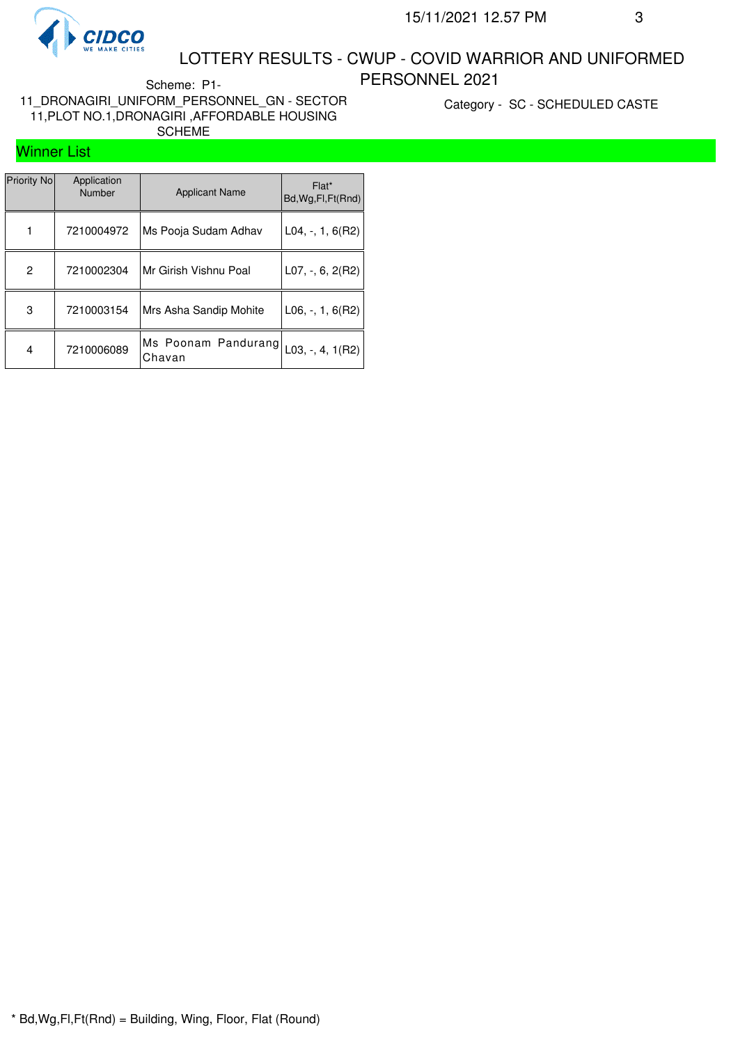# LOTTERY RESULTS - CWUP - COVID WARRIOR AND UNIFORMED PERSONNEL 2021

Scheme: P1-11_DRONAGIRI_UNIFORM_PERSONNEL_GN - SECTOR 11,PLOT NO.1,DRONAGIRI ,AFFORDABLE HOUSING SCHEME

Category - SC - SCHEDULED CASTE

15/11/2021 12.57 PM

## Winner List

| Priority No | Application Number | Applicant Name | Flat* Bd,Wg,Fl,Ft(Rnd) |
|---|---|---|---|
| 1 | 7210004972 | Ms Pooja Sudam Adhav | L04, -, 1, 6(R2) |
| 2 | 7210002304 | Mr Girish Vishnu Poal | L07, -, 6, 2(R2) |
| 3 | 7210003154 | Mrs Asha Sandip Mohite | L06, -, 1, 6(R2) |
| 4 | 7210006089 | Ms Poonam Pandurang Chavan | L03, -, 4, 1(R2) |

* Bd,Wg,Fl,Ft(Rnd) = Building, Wing, Floor, Flat (Round)